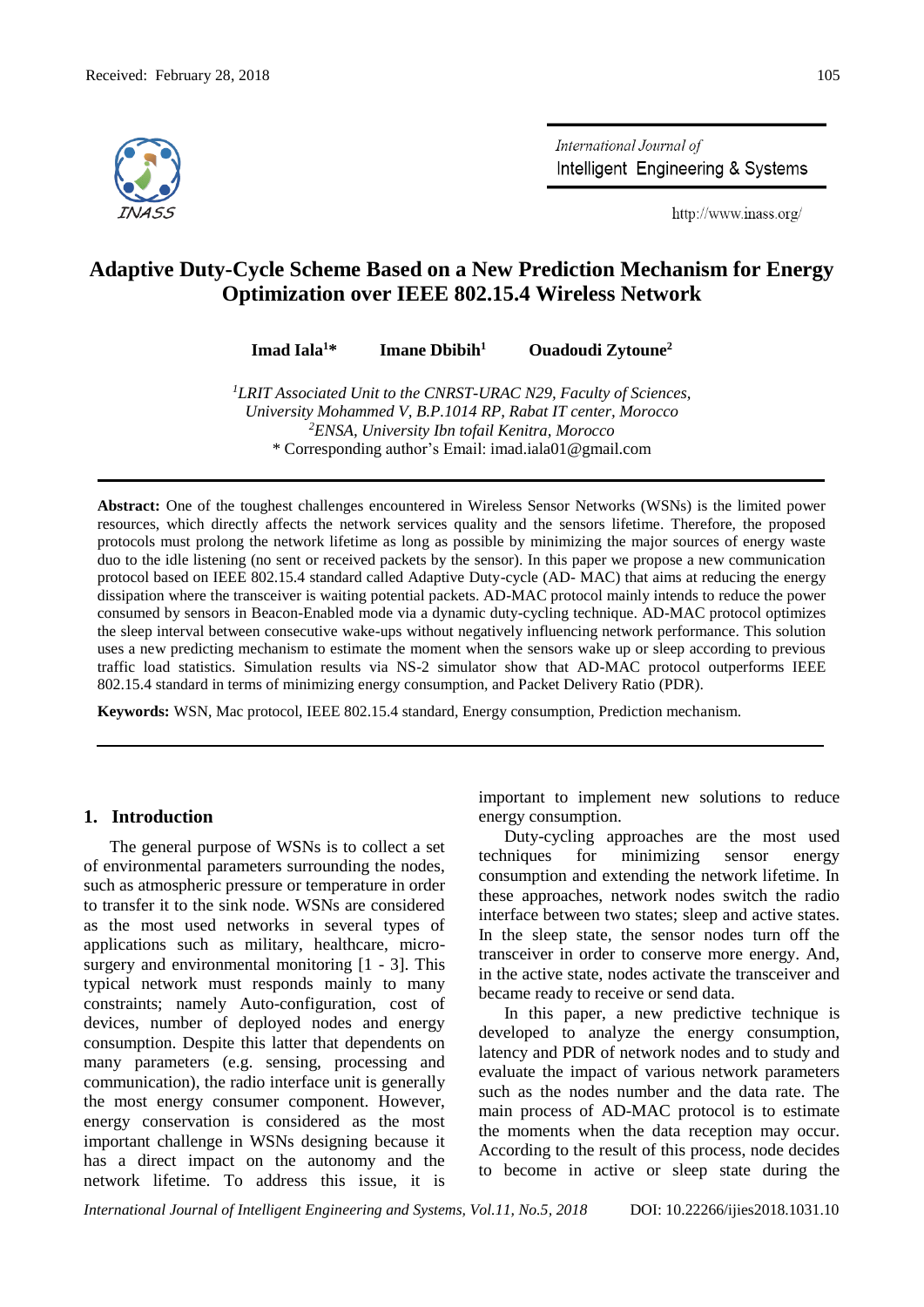# Adaptive Duty-Cycle Scheme Based on a New Prediction Mechanism for Energy Optimization over IEEE 802.15.4 Wireless Network

**Imad Iala[1]*** **Imane Dbibih[1]** **Ouadoudi Zytoune[2]**

*[1]LRIT Associated Unit to the CNRST-URAC N29, Faculty of Sciences, University Mohammed V, B.P.1014 RP, Rabat IT center, Morocco*
*[2]ENSA, University Ibn tofail Kenitra, Morocco*
\* Corresponding author's Email: imad.iala01@gmail.com

---

**Abstract:** One of the toughest challenges encountered in Wireless Sensor Networks (WSNs) is the limited power resources, which directly affects the network services quality and the sensors lifetime. Therefore, the proposed protocols must prolong the network lifetime as long as possible by minimizing the major sources of energy waste duo to the idle listening (no sent or received packets by the sensor). In this paper we propose a new communication protocol based on IEEE 802.15.4 standard called Adaptive Duty-cycle (AD- MAC) that aims at reducing the energy dissipation where the transceiver is waiting potential packets. AD-MAC protocol mainly intends to reduce the power consumed by sensors in Beacon-Enabled mode via a dynamic duty-cycling technique. AD-MAC protocol optimizes the sleep interval between consecutive wake-ups without negatively influencing network performance. This solution uses a new predicting mechanism to estimate the moment when the sensors wake up or sleep according to previous traffic load statistics. Simulation results via NS-2 simulator show that AD-MAC protocol outperforms IEEE 802.15.4 standard in terms of minimizing energy consumption, and Packet Delivery Ratio (PDR).

**Keywords:** WSN, Mac protocol, IEEE 802.15.4 standard, Energy consumption, Prediction mechanism.

---

## 1. Introduction

The general purpose of WSNs is to collect a set of environmental parameters surrounding the nodes, such as atmospheric pressure or temperature in order to transfer it to the sink node. WSNs are considered as the most used networks in several types of applications such as military, healthcare, micro-surgery and environmental monitoring [1 - 3]. This typical network must responds mainly to many constraints; namely Auto-configuration, cost of devices, number of deployed nodes and energy consumption. Despite this latter that dependents on many parameters (e.g. sensing, processing and communication), the radio interface unit is generally the most energy consumer component. However, energy conservation is considered as the most important challenge in WSNs designing because it has a direct impact on the autonomy and the network lifetime. To address this issue, it is important to implement new solutions to reduce energy consumption.

Duty-cycling approaches are the most used techniques for minimizing sensor energy consumption and extending the network lifetime. In these approaches, network nodes switch the radio interface between two states; sleep and active states. In the sleep state, the sensor nodes turn off the transceiver in order to conserve more energy. And, in the active state, nodes activate the transceiver and became ready to receive or send data.

In this paper, a new predictive technique is developed to analyze the energy consumption, latency and PDR of network nodes and to study and evaluate the impact of various network parameters such as the nodes number and the data rate. The main process of AD-MAC protocol is to estimate the moments when the data reception may occur. According to the result of this process, node decides to become in active or sleep state during the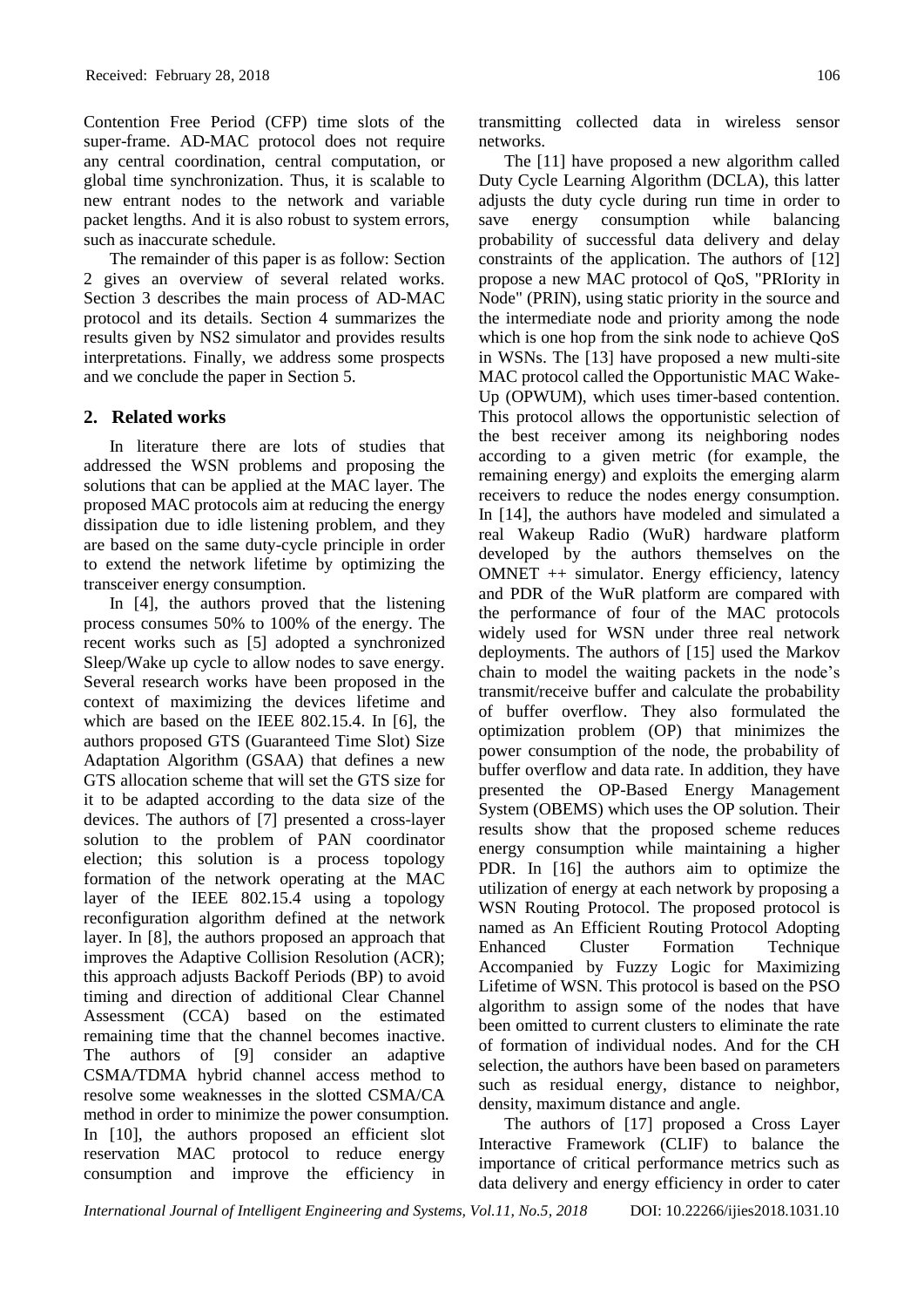Contention Free Period (CFP) time slots of the super-frame. AD-MAC protocol does not require any central coordination, central computation, or global time synchronization. Thus, it is scalable to new entrant nodes to the network and variable packet lengths. And it is also robust to system errors, such as inaccurate schedule.

The remainder of this paper is as follow: Section 2 gives an overview of several related works. Section 3 describes the main process of AD-MAC protocol and its details. Section 4 summarizes the results given by NS2 simulator and provides results interpretations. Finally, we address some prospects and we conclude the paper in Section 5.

## 2. Related works

In literature there are lots of studies that addressed the WSN problems and proposing the solutions that can be applied at the MAC layer. The proposed MAC protocols aim at reducing the energy dissipation due to idle listening problem, and they are based on the same duty-cycle principle in order to extend the network lifetime by optimizing the transceiver energy consumption.

In [4], the authors proved that the listening process consumes 50% to 100% of the energy. The recent works such as [5] adopted a synchronized Sleep/Wake up cycle to allow nodes to save energy. Several research works have been proposed in the context of maximizing the devices lifetime and which are based on the IEEE 802.15.4. In [6], the authors proposed GTS (Guaranteed Time Slot) Size Adaptation Algorithm (GSAA) that defines a new GTS allocation scheme that will set the GTS size for it to be adapted according to the data size of the devices. The authors of [7] presented a cross-layer solution to the problem of PAN coordinator election; this solution is a process topology formation of the network operating at the MAC layer of the IEEE 802.15.4 using a topology reconfiguration algorithm defined at the network layer. In [8], the authors proposed an approach that improves the Adaptive Collision Resolution (ACR); this approach adjusts Backoff Periods (BP) to avoid timing and direction of additional Clear Channel Assessment (CCA) based on the estimated remaining time that the channel becomes inactive. The authors of [9] consider an adaptive CSMA/TDMA hybrid channel access method to resolve some weaknesses in the slotted CSMA/CA method in order to minimize the power consumption. In [10], the authors proposed an efficient slot reservation MAC protocol to reduce energy consumption and improve the efficiency in transmitting collected data in wireless sensor networks.

The [11] have proposed a new algorithm called Duty Cycle Learning Algorithm (DCLA), this latter adjusts the duty cycle during run time in order to save energy consumption while balancing probability of successful data delivery and delay constraints of the application. The authors of [12] propose a new MAC protocol of QoS, "PRIority in Node" (PRIN), using static priority in the source and the intermediate node and priority among the node which is one hop from the sink node to achieve QoS in WSNs. The [13] have proposed a new multi-site MAC protocol called the Opportunistic MAC Wake-Up (OPWUM), which uses timer-based contention. This protocol allows the opportunistic selection of the best receiver among its neighboring nodes according to a given metric (for example, the remaining energy) and exploits the emerging alarm receivers to reduce the nodes energy consumption. In [14], the authors have modeled and simulated a real Wakeup Radio (WuR) hardware platform developed by the authors themselves on the OMNET ++ simulator. Energy efficiency, latency and PDR of the WuR platform are compared with the performance of four of the MAC protocols widely used for WSN under three real network deployments. The authors of [15] used the Markov chain to model the waiting packets in the node's transmit/receive buffer and calculate the probability of buffer overflow. They also formulated the optimization problem (OP) that minimizes the power consumption of the node, the probability of buffer overflow and data rate. In addition, they have presented the OP-Based Energy Management System (OBEMS) which uses the OP solution. Their results show that the proposed scheme reduces energy consumption while maintaining a higher PDR. In [16] the authors aim to optimize the utilization of energy at each network by proposing a WSN Routing Protocol. The proposed protocol is named as An Efficient Routing Protocol Adopting Enhanced Cluster Formation Technique Accompanied by Fuzzy Logic for Maximizing Lifetime of WSN. This protocol is based on the PSO algorithm to assign some of the nodes that have been omitted to current clusters to eliminate the rate of formation of individual nodes. And for the CH selection, the authors have been based on parameters such as residual energy, distance to neighbor, density, maximum distance and angle.

The authors of [17] proposed a Cross Layer Interactive Framework (CLIF) to balance the importance of critical performance metrics such as data delivery and energy efficiency in order to cater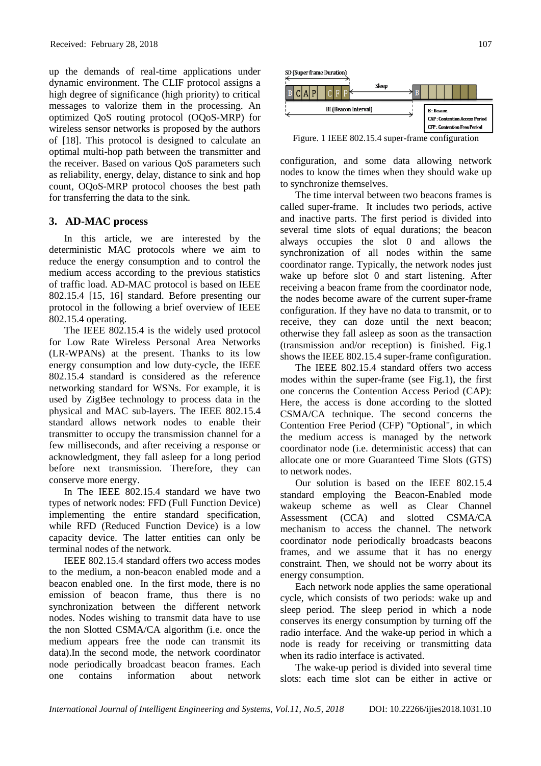up the demands of real-time applications under dynamic environment. The CLIF protocol assigns a high degree of significance (high priority) to critical messages to valorize them in the processing. An optimized QoS routing protocol (OQoS-MRP) for wireless sensor networks is proposed by the authors of [18]. This protocol is designed to calculate an optimal multi-hop path between the transmitter and the receiver. Based on various QoS parameters such as reliability, energy, delay, distance to sink and hop count, OQoS-MRP protocol chooses the best path for transferring the data to the sink.

## 3. AD-MAC process

In this article, we are interested by the deterministic MAC protocols where we aim to reduce the energy consumption and to control the medium access according to the previous statistics of traffic load. AD-MAC protocol is based on IEEE 802.15.4 [15, 16] standard. Before presenting our protocol in the following a brief overview of IEEE 802.15.4 operating.

The IEEE 802.15.4 is the widely used protocol for Low Rate Wireless Personal Area Networks (LR-WPANs) at the present. Thanks to its low energy consumption and low duty-cycle, the IEEE 802.15.4 standard is considered as the reference networking standard for WSNs. For example, it is used by ZigBee technology to process data in the physical and MAC sub-layers. The IEEE 802.15.4 standard allows network nodes to enable their transmitter to occupy the transmission channel for a few milliseconds, and after receiving a response or acknowledgment, they fall asleep for a long period before next transmission. Therefore, they can conserve more energy.

In The IEEE 802.15.4 standard we have two types of network nodes: FFD (Full Function Device) implementing the entire standard specification, while RFD (Reduced Function Device) is a low capacity device. The latter entities can only be terminal nodes of the network.

IEEE 802.15.4 standard offers two access modes to the medium, a non-beacon enabled mode and a beacon enabled one. In the first mode, there is no emission of beacon frame, thus there is no synchronization between the different network nodes. Nodes wishing to transmit data have to use the non Slotted CSMA/CA algorithm (i.e. once the medium appears free the node can transmit its data).In the second mode, the network coordinator node periodically broadcast beacon frames. Each one contains information about network configuration, and some data allowing network nodes to know the times when they should wake up to synchronize themselves.

Figure. 1 IEEE 802.15.4 super-frame configuration

The time interval between two beacons frames is called super-frame. It includes two periods, active and inactive parts. The first period is divided into several time slots of equal durations; the beacon always occupies the slot 0 and allows the synchronization of all nodes within the same coordinator range. Typically, the network nodes just wake up before slot 0 and start listening. After receiving a beacon frame from the coordinator node, the nodes become aware of the current super-frame configuration. If they have no data to transmit, or to receive, they can doze until the next beacon; otherwise they fall asleep as soon as the transaction (transmission and/or reception) is finished. Fig.1 shows the IEEE 802.15.4 super-frame configuration.

The IEEE 802.15.4 standard offers two access modes within the super-frame (see Fig.1), the first one concerns the Contention Access Period (CAP): Here, the access is done according to the slotted CSMA/CA technique. The second concerns the Contention Free Period (CFP) "Optional", in which the medium access is managed by the network coordinator node (i.e. deterministic access) that can allocate one or more Guaranteed Time Slots (GTS) to network nodes.

Our solution is based on the IEEE 802.15.4 standard employing the Beacon-Enabled mode wakeup scheme as well as Clear Channel Assessment (CCA) and slotted CSMA/CA mechanism to access the channel. The network coordinator node periodically broadcasts beacons frames, and we assume that it has no energy constraint. Then, we should not be worry about its energy consumption.

Each network node applies the same operational cycle, which consists of two periods: wake up and sleep period. The sleep period in which a node conserves its energy consumption by turning off the radio interface. And the wake-up period in which a node is ready for receiving or transmitting data when its radio interface is activated.

The wake-up period is divided into several time slots: each time slot can be either in active or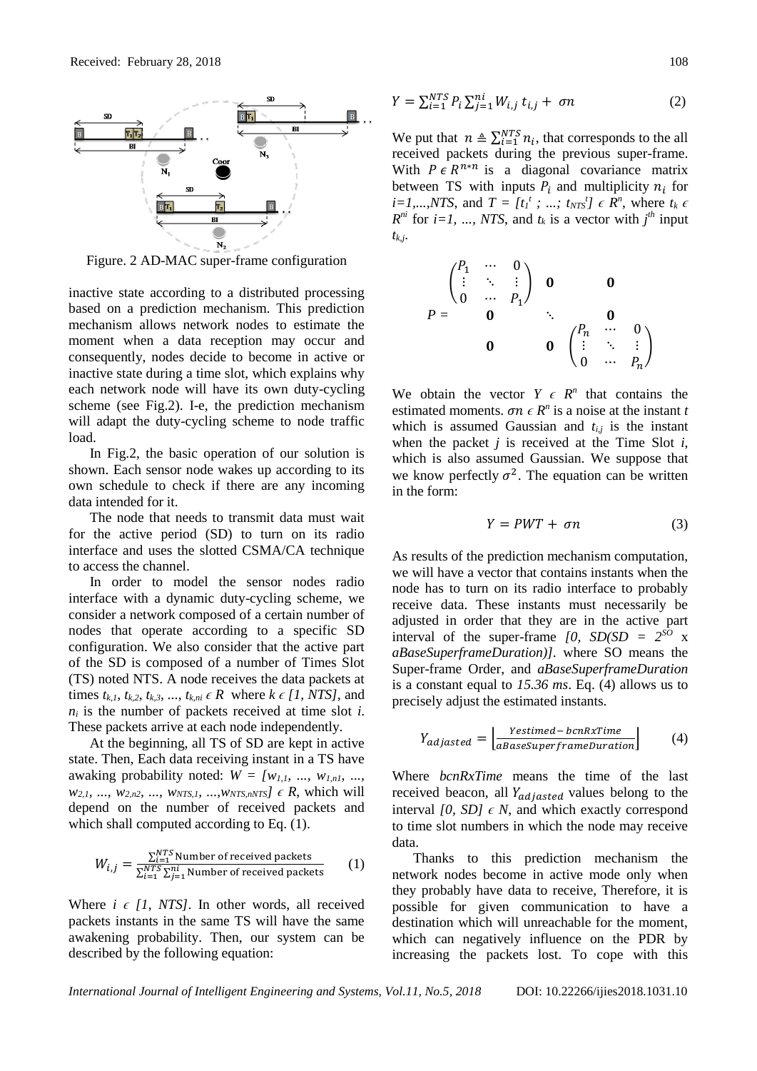Figure. 2 AD-MAC super-frame configuration

inactive state according to a distributed processing based on a prediction mechanism. This prediction mechanism allows network nodes to estimate the moment when a data reception may occur and consequently, nodes decide to become in active or inactive state during a time slot, which explains why each network node will have its own duty-cycling scheme (see Fig.2). I-e, the prediction mechanism will adapt the duty-cycling scheme to node traffic load.

In Fig.2, the basic operation of our solution is shown. Each sensor node wakes up according to its own schedule to check if there are any incoming data intended for it.

The node that needs to transmit data must wait for the active period (SD) to turn on its radio interface and uses the slotted CSMA/CA technique to access the channel.

In order to model the sensor nodes radio interface with a dynamic duty-cycling scheme, we consider a network composed of a certain number of nodes that operate according to a specific SD configuration. We also consider that the active part of the SD is composed of a number of Times Slot (TS) noted NTS. A node receives the data packets at times $t_{k,1}, t_{k,2}, t_{k,3}, \ldots, t_{k,ni} \in R$ where $k \in [1, NTS]$, and $n_i$ is the number of packets received at time slot $i$. These packets arrive at each node independently.

At the beginning, all TS of SD are kept in active state. Then, Each data receiving instant in a TS have awaking probability noted: $W = [w_{1,1}, \ldots, w_{1,n1}, \ldots, w_{2,1}, \ldots, w_{2,n2}, \ldots, w_{NTS,1}, \ldots, w_{NTS,nNTS}] \in R$, which will depend on the number of received packets and which shall computed according to Eq. (1).

$$W_{i,j} = \frac{\sum_{i=1}^{NTS} \text{Number of received packets}}{\sum_{i=1}^{NTS}\sum_{j=1}^{ni} \text{Number of received packets}} \quad (1)$$

Where $i \in [1, NTS]$. In other words, all received packets instants in the same TS will have the same awakening probability. Then, our system can be described by the following equation:

$$Y = \sum_{i=1}^{NTS} P_i \sum_{j=1}^{ni} W_{i,j}\, t_{i,j} + \sigma n \quad (2)$$

We put that $n \triangleq \sum_{i=1}^{NTS} n_i$, that corresponds to the all received packets during the previous super-frame. With $P \in R^{n*n}$ is a diagonal covariance matrix between TS with inputs $P_i$ and multiplicity $n_i$ for $i=1,\ldots,NTS$, and $T = [t_1^t ; \ldots; t_{NTS}^t] \in R^n$, where $t_k \in R^{ni}$ for $i=1, \ldots, NTS$, and $t_k$ is a vector with $j^{th}$ input $t_{k,j}$.

$$P = \begin{pmatrix} \begin{pmatrix} P_1 & \cdots & 0 \\ \vdots & \ddots & \vdots \\ 0 & \cdots & P_1 \end{pmatrix} & \mathbf{0} & \mathbf{0} \\ \mathbf{0} & \ddots & \mathbf{0} \\ \mathbf{0} & \mathbf{0} & \begin{pmatrix} P_n & \cdots & 0 \\ \vdots & \ddots & \vdots \\ 0 & \cdots & P_n \end{pmatrix} \end{pmatrix}$$

We obtain the vector $Y \in R^n$ that contains the estimated moments. $\sigma n \in R^n$ is a noise at the instant $t$ which is assumed Gaussian and $t_{i,j}$ is the instant when the packet $j$ is received at the Time Slot $i$, which is also assumed Gaussian. We suppose that we know perfectly $\sigma^2$. The equation can be written in the form:

$$Y = PWT + \sigma n \quad (3)$$

As results of the prediction mechanism computation, we will have a vector that contains instants when the node has to turn on its radio interface to probably receive data. These instants must necessarily be adjusted in order that they are in the active part interval of the super-frame $[0, SD(SD = 2^{SO} \times aBaseSuperframeDuration)]$. where SO means the Super-frame Order, and *aBaseSuperframeDuration* is a constant equal to *15.36 ms*. Eq. (4) allows us to precisely adjust the estimated instants.

$$Y_{adjasted} = \left\lfloor \frac{Yestimed - bcnRxTime}{aBaseSuperframeDuration} \right\rfloor \quad (4)$$

Where *bcnRxTime* means the time of the last received beacon, all $Y_{adjasted}$ values belong to the interval $[0, SD] \in N$, and which exactly correspond to time slot numbers in which the node may receive data.

Thanks to this prediction mechanism the network nodes become in active mode only when they probably have data to receive, Therefore, it is possible for given communication to have a destination which will unreachable for the moment, which can negatively influence on the PDR by increasing the packets lost. To cope with this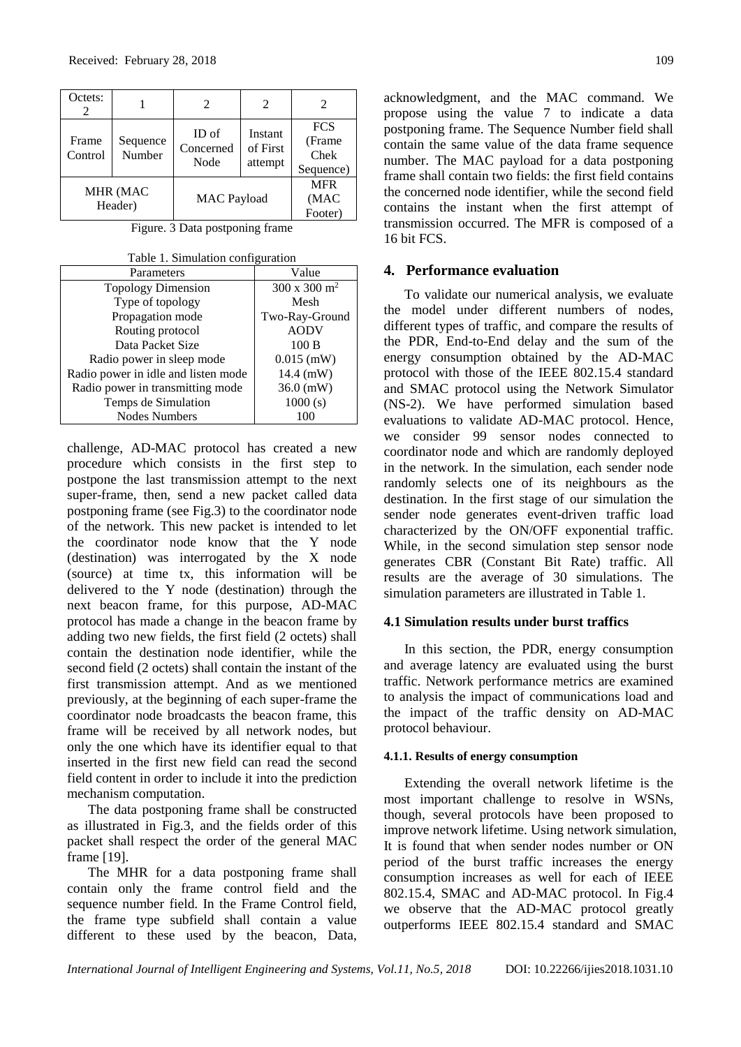| Octets: 2 | 1 | 2 | 2 | 2 |
|---|---|---|---|---|
| Frame Control | Sequence Number | ID of Concerned Node | Instant of First attempt | FCS (Frame Chek Sequence) |
| MHR (MAC Header) | | MAC Payload | | MFR (MAC Footer) |

Figure. 3 Data postponing frame

Table 1. Simulation configuration

| Parameters | Value |
|---|---|
| Topology Dimension | 300 x 300 m$^2$ |
| Type of topology | Mesh |
| Propagation mode | Two-Ray-Ground |
| Routing protocol | AODV |
| Data Packet Size | 100 B |
| Radio power in sleep mode | 0.015 (mW) |
| Radio power in idle and listen mode | 14.4 (mW) |
| Radio power in transmitting mode | 36.0 (mW) |
| Temps de Simulation | 1000 (s) |
| Nodes Numbers | 100 |

challenge, AD-MAC protocol has created a new procedure which consists in the first step to postpone the last transmission attempt to the next super-frame, then, send a new packet called data postponing frame (see Fig.3) to the coordinator node of the network. This new packet is intended to let the coordinator node know that the Y node (destination) was interrogated by the X node (source) at time tx, this information will be delivered to the Y node (destination) through the next beacon frame, for this purpose, AD-MAC protocol has made a change in the beacon frame by adding two new fields, the first field (2 octets) shall contain the destination node identifier, while the second field (2 octets) shall contain the instant of the first transmission attempt. And as we mentioned previously, at the beginning of each super-frame the coordinator node broadcasts the beacon frame, this frame will be received by all network nodes, but only the one which have its identifier equal to that inserted in the first new field can read the second field content in order to include it into the prediction mechanism computation.

The data postponing frame shall be constructed as illustrated in Fig.3, and the fields order of this packet shall respect the order of the general MAC frame [19].

The MHR for a data postponing frame shall contain only the frame control field and the sequence number field. In the Frame Control field, the frame type subfield shall contain a value different to these used by the beacon, Data, acknowledgment, and the MAC command. We propose using the value 7 to indicate a data postponing frame. The Sequence Number field shall contain the same value of the data frame sequence number. The MAC payload for a data postponing frame shall contain two fields: the first field contains the concerned node identifier, while the second field contains the instant when the first attempt of transmission occurred. The MFR is composed of a 16 bit FCS.

## 4. Performance evaluation

To validate our numerical analysis, we evaluate the model under different numbers of nodes, different types of traffic, and compare the results of the PDR, End-to-End delay and the sum of the energy consumption obtained by the AD-MAC protocol with those of the IEEE 802.15.4 standard and SMAC protocol using the Network Simulator (NS-2). We have performed simulation based evaluations to validate AD-MAC protocol. Hence, we consider 99 sensor nodes connected to coordinator node and which are randomly deployed in the network. In the simulation, each sender node randomly selects one of its neighbours as the destination. In the first stage of our simulation the sender node generates event-driven traffic load characterized by the ON/OFF exponential traffic. While, in the second simulation step sensor node generates CBR (Constant Bit Rate) traffic. All results are the average of 30 simulations. The simulation parameters are illustrated in Table 1.

### 4.1 Simulation results under burst traffics

In this section, the PDR, energy consumption and average latency are evaluated using the burst traffic. Network performance metrics are examined to analysis the impact of communications load and the impact of the traffic density on AD-MAC protocol behaviour.

#### 4.1.1. Results of energy consumption

Extending the overall network lifetime is the most important challenge to resolve in WSNs, though, several protocols have been proposed to improve network lifetime. Using network simulation, It is found that when sender nodes number or ON period of the burst traffic increases the energy consumption increases as well for each of IEEE 802.15.4, SMAC and AD-MAC protocol. In Fig.4 we observe that the AD-MAC protocol greatly outperforms IEEE 802.15.4 standard and SMAC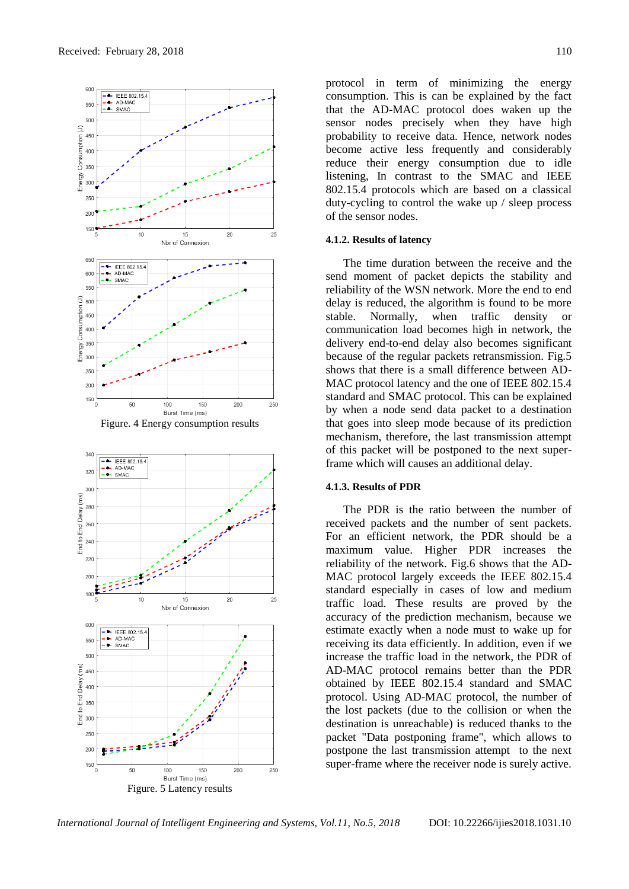Figure. 4 Energy consumption results

Figure. 5 Latency results

protocol in term of minimizing the energy consumption. This is can be explained by the fact that the AD-MAC protocol does waken up the sensor nodes precisely when they have high probability to receive data. Hence, network nodes become active less frequently and considerably reduce their energy consumption due to idle listening, In contrast to the SMAC and IEEE 802.15.4 protocols which are based on a classical duty-cycling to control the wake up / sleep process of the sensor nodes.

### 4.1.2. Results of latency

The time duration between the receive and the send moment of packet depicts the stability and reliability of the WSN network. More the end to end delay is reduced, the algorithm is found to be more stable. Normally, when traffic density or communication load becomes high in network, the delivery end-to-end delay also becomes significant because of the regular packets retransmission. Fig.5 shows that there is a small difference between AD-MAC protocol latency and the one of IEEE 802.15.4 standard and SMAC protocol. This can be explained by when a node send data packet to a destination that goes into sleep mode because of its prediction mechanism, therefore, the last transmission attempt of this packet will be postponed to the next super-frame which will causes an additional delay.

### 4.1.3. Results of PDR

The PDR is the ratio between the number of received packets and the number of sent packets. For an efficient network, the PDR should be a maximum value. Higher PDR increases the reliability of the network. Fig.6 shows that the AD-MAC protocol largely exceeds the IEEE 802.15.4 standard especially in cases of low and medium traffic load. These results are proved by the accuracy of the prediction mechanism, because we estimate exactly when a node must to wake up for receiving its data efficiently. In addition, even if we increase the traffic load in the network, the PDR of AD-MAC protocol remains better than the PDR obtained by IEEE 802.15.4 standard and SMAC protocol. Using AD-MAC protocol, the number of the lost packets (due to the collision or when the destination is unreachable) is reduced thanks to the packet "Data postponing frame", which allows to postpone the last transmission attempt to the next super-frame where the receiver node is surely active.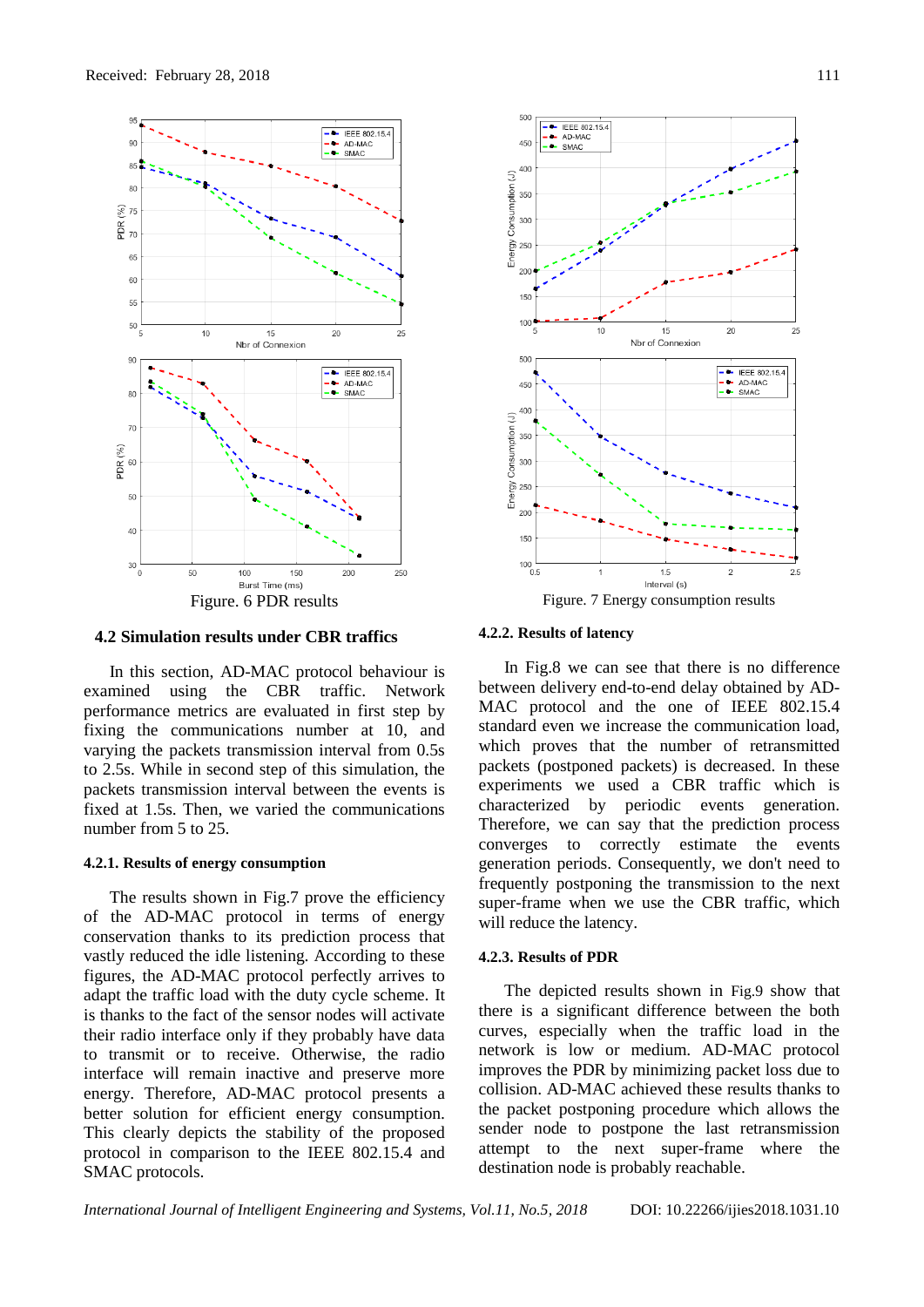Figure. 6 PDR results

Figure. 7 Energy consumption results

### 4.2 Simulation results under CBR traffics

In this section, AD-MAC protocol behaviour is examined using the CBR traffic. Network performance metrics are evaluated in first step by fixing the communications number at 10, and varying the packets transmission interval from 0.5s to 2.5s. While in second step of this simulation, the packets transmission interval between the events is fixed at 1.5s. Then, we varied the communications number from 5 to 25.

#### 4.2.1. Results of energy consumption

The results shown in Fig.7 prove the efficiency of the AD-MAC protocol in terms of energy conservation thanks to its prediction process that vastly reduced the idle listening. According to these figures, the AD-MAC protocol perfectly arrives to adapt the traffic load with the duty cycle scheme. It is thanks to the fact of the sensor nodes will activate their radio interface only if they probably have data to transmit or to receive. Otherwise, the radio interface will remain inactive and preserve more energy. Therefore, AD-MAC protocol presents a better solution for efficient energy consumption. This clearly depicts the stability of the proposed protocol in comparison to the IEEE 802.15.4 and SMAC protocols.

#### 4.2.2. Results of latency

In Fig.8 we can see that there is no difference between delivery end-to-end delay obtained by AD-MAC protocol and the one of IEEE 802.15.4 standard even we increase the communication load, which proves that the number of retransmitted packets (postponed packets) is decreased. In these experiments we used a CBR traffic which is characterized by periodic events generation. Therefore, we can say that the prediction process converges to correctly estimate the events generation periods. Consequently, we don't need to frequently postponing the transmission to the next super-frame when we use the CBR traffic, which will reduce the latency.

#### 4.2.3. Results of PDR

The depicted results shown in Fig.9 show that there is a significant difference between the both curves, especially when the traffic load in the network is low or medium. AD-MAC protocol improves the PDR by minimizing packet loss due to collision. AD-MAC achieved these results thanks to the packet postponing procedure which allows the sender node to postpone the last retransmission attempt to the next super-frame where the destination node is probably reachable.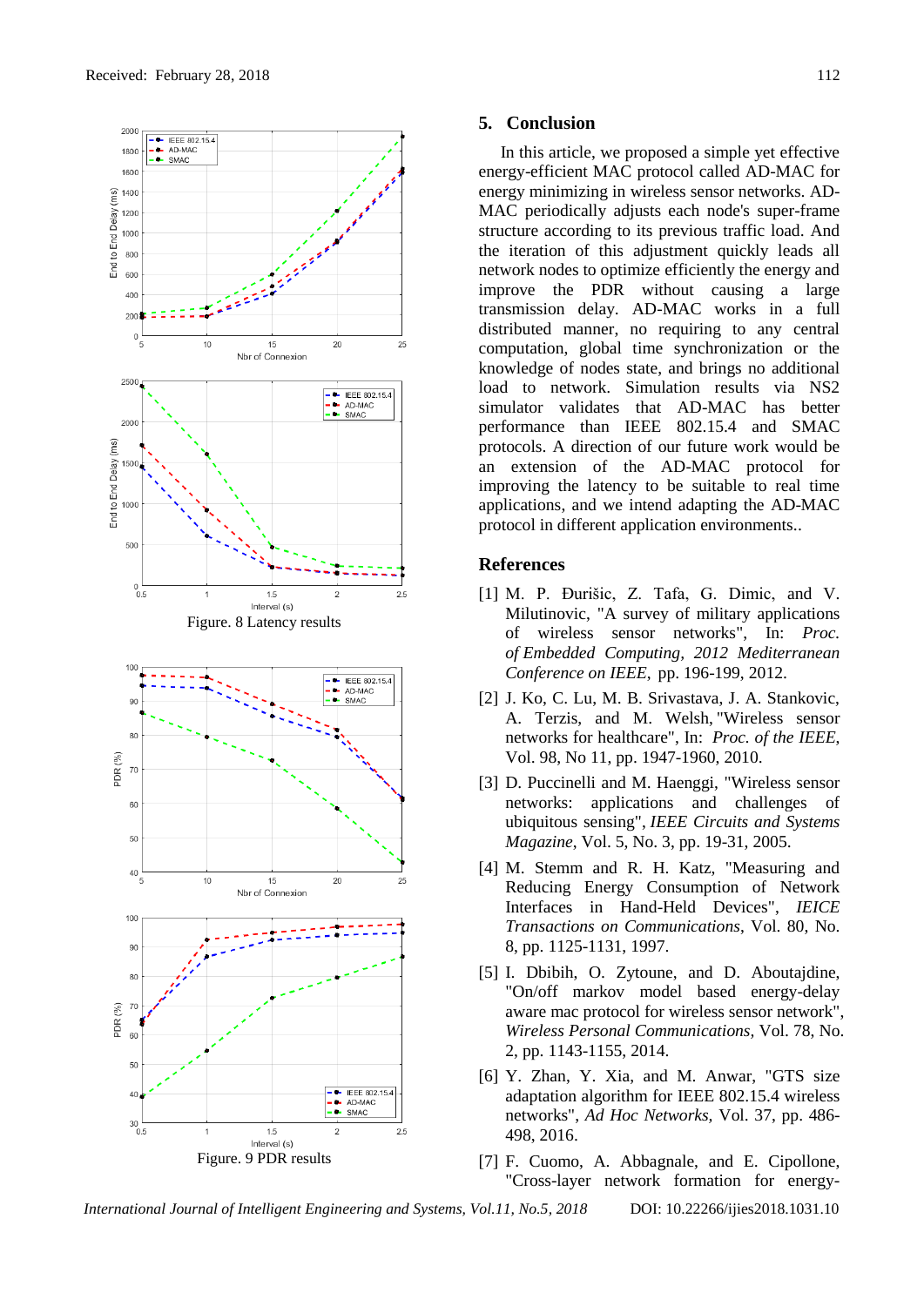Figure. 8 Latency results

Figure. 9 PDR results

## 5. Conclusion

In this article, we proposed a simple yet effective energy-efficient MAC protocol called AD-MAC for energy minimizing in wireless sensor networks. AD-MAC periodically adjusts each node's super-frame structure according to its previous traffic load. And the iteration of this adjustment quickly leads all network nodes to optimize efficiently the energy and improve the PDR without causing a large transmission delay. AD-MAC works in a full distributed manner, no requiring to any central computation, global time synchronization or the knowledge of nodes state, and brings no additional load to network. Simulation results via NS2 simulator validates that AD-MAC has better performance than IEEE 802.15.4 and SMAC protocols. A direction of our future work would be an extension of the AD-MAC protocol for improving the latency to be suitable to real time applications, and we intend adapting the AD-MAC protocol in different application environments..

## References

[1] M. P. Đurišic, Z. Tafa, G. Dimic, and V. Milutinovic, "A survey of military applications of wireless sensor networks", In: *Proc. of Embedded Computing, 2012 Mediterranean Conference on IEEE*, pp. 196-199, 2012.

[2] J. Ko, C. Lu, M. B. Srivastava, J. A. Stankovic, A. Terzis, and M. Welsh, "Wireless sensor networks for healthcare", In: *Proc. of the IEEE*, Vol. 98, No 11, pp. 1947-1960, 2010.

[3] D. Puccinelli and M. Haenggi, "Wireless sensor networks: applications and challenges of ubiquitous sensing", *IEEE Circuits and Systems Magazine*, Vol. 5, No. 3, pp. 19-31, 2005.

[4] M. Stemm and R. H. Katz, "Measuring and Reducing Energy Consumption of Network Interfaces in Hand-Held Devices", *IEICE Transactions on Communications*, Vol. 80, No. 8, pp. 1125-1131, 1997.

[5] I. Dbibih, O. Zytoune, and D. Aboutajdine, "On/off markov model based energy-delay aware mac protocol for wireless sensor network", *Wireless Personal Communications*, Vol. 78, No. 2, pp. 1143-1155, 2014.

[6] Y. Zhan, Y. Xia, and M. Anwar, "GTS size adaptation algorithm for IEEE 802.15.4 wireless networks", *Ad Hoc Networks*, Vol. 37, pp. 486-498, 2016.

[7] F. Cuomo, A. Abbagnale, and E. Cipollone, "Cross-layer network formation for energy-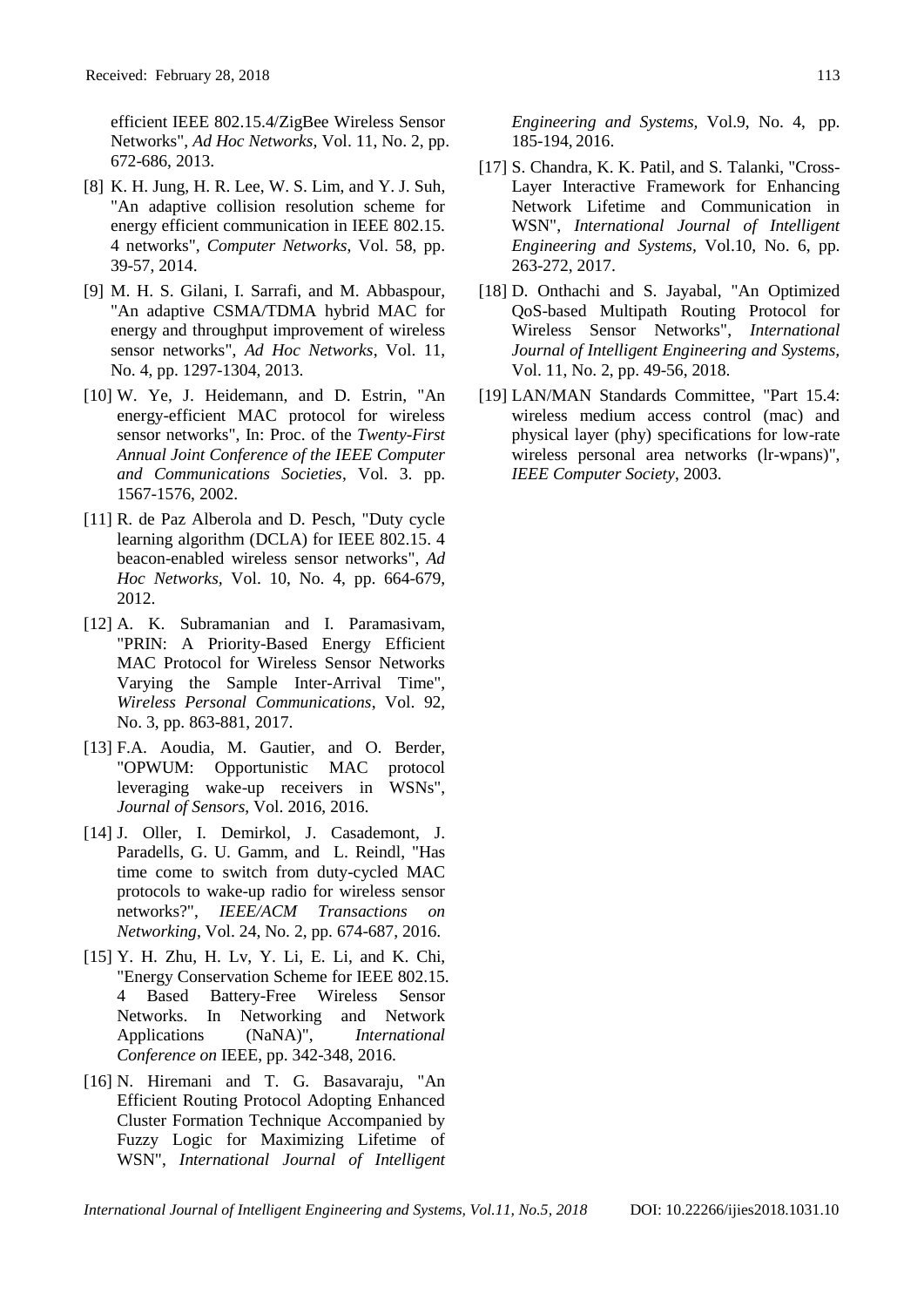efficient IEEE 802.15.4/ZigBee Wireless Sensor Networks", *Ad Hoc Networks*, Vol. 11, No. 2, pp. 672-686, 2013.

[8] K. H. Jung, H. R. Lee, W. S. Lim, and Y. J. Suh, "An adaptive collision resolution scheme for energy efficient communication in IEEE 802.15. 4 networks", *Computer Networks*, Vol. 58, pp. 39-57, 2014.

[9] M. H. S. Gilani, I. Sarrafi, and M. Abbaspour, "An adaptive CSMA/TDMA hybrid MAC for energy and throughput improvement of wireless sensor networks", *Ad Hoc Networks*, Vol. 11, No. 4, pp. 1297-1304, 2013.

[10] W. Ye, J. Heidemann, and D. Estrin, "An energy-efficient MAC protocol for wireless sensor networks", In: Proc. of the *Twenty-First Annual Joint Conference of the IEEE Computer and Communications Societies*, Vol. 3. pp. 1567-1576, 2002.

[11] R. de Paz Alberola and D. Pesch, "Duty cycle learning algorithm (DCLA) for IEEE 802.15. 4 beacon-enabled wireless sensor networks", *Ad Hoc Networks*, Vol. 10, No. 4, pp. 664-679, 2012.

[12] A. K. Subramanian and I. Paramasivam, "PRIN: A Priority-Based Energy Efficient MAC Protocol for Wireless Sensor Networks Varying the Sample Inter-Arrival Time", *Wireless Personal Communications*, Vol. 92, No. 3, pp. 863-881, 2017.

[13] F.A. Aoudia, M. Gautier, and O. Berder, "OPWUM: Opportunistic MAC protocol leveraging wake-up receivers in WSNs", *Journal of Sensors*, Vol. 2016, 2016.

[14] J. Oller, I. Demirkol, J. Casademont, J. Paradells, G. U. Gamm, and L. Reindl, "Has time come to switch from duty-cycled MAC protocols to wake-up radio for wireless sensor networks?", *IEEE/ACM Transactions on Networking*, Vol. 24, No. 2, pp. 674-687, 2016.

[15] Y. H. Zhu, H. Lv, Y. Li, E. Li, and K. Chi, "Energy Conservation Scheme for IEEE 802.15. 4 Based Battery-Free Wireless Sensor Networks. In Networking and Network Applications (NaNA)", *International Conference on* IEEE, pp. 342-348, 2016.

[16] N. Hiremani and T. G. Basavaraju, "An Efficient Routing Protocol Adopting Enhanced Cluster Formation Technique Accompanied by Fuzzy Logic for Maximizing Lifetime of WSN", *International Journal of Intelligent Engineering and Systems*, Vol.9, No. 4, pp. 185-194, 2016.

[17] S. Chandra, K. K. Patil, and S. Talanki, "Cross-Layer Interactive Framework for Enhancing Network Lifetime and Communication in WSN", *International Journal of Intelligent Engineering and Systems*, Vol.10, No. 6, pp. 263-272, 2017.

[18] D. Onthachi and S. Jayabal, "An Optimized QoS-based Multipath Routing Protocol for Wireless Sensor Networks", *International Journal of Intelligent Engineering and Systems*, Vol. 11, No. 2, pp. 49-56, 2018.

[19] LAN/MAN Standards Committee, "Part 15.4: wireless medium access control (mac) and physical layer (phy) specifications for low-rate wireless personal area networks (lr-wpans)", *IEEE Computer Society*, 2003.